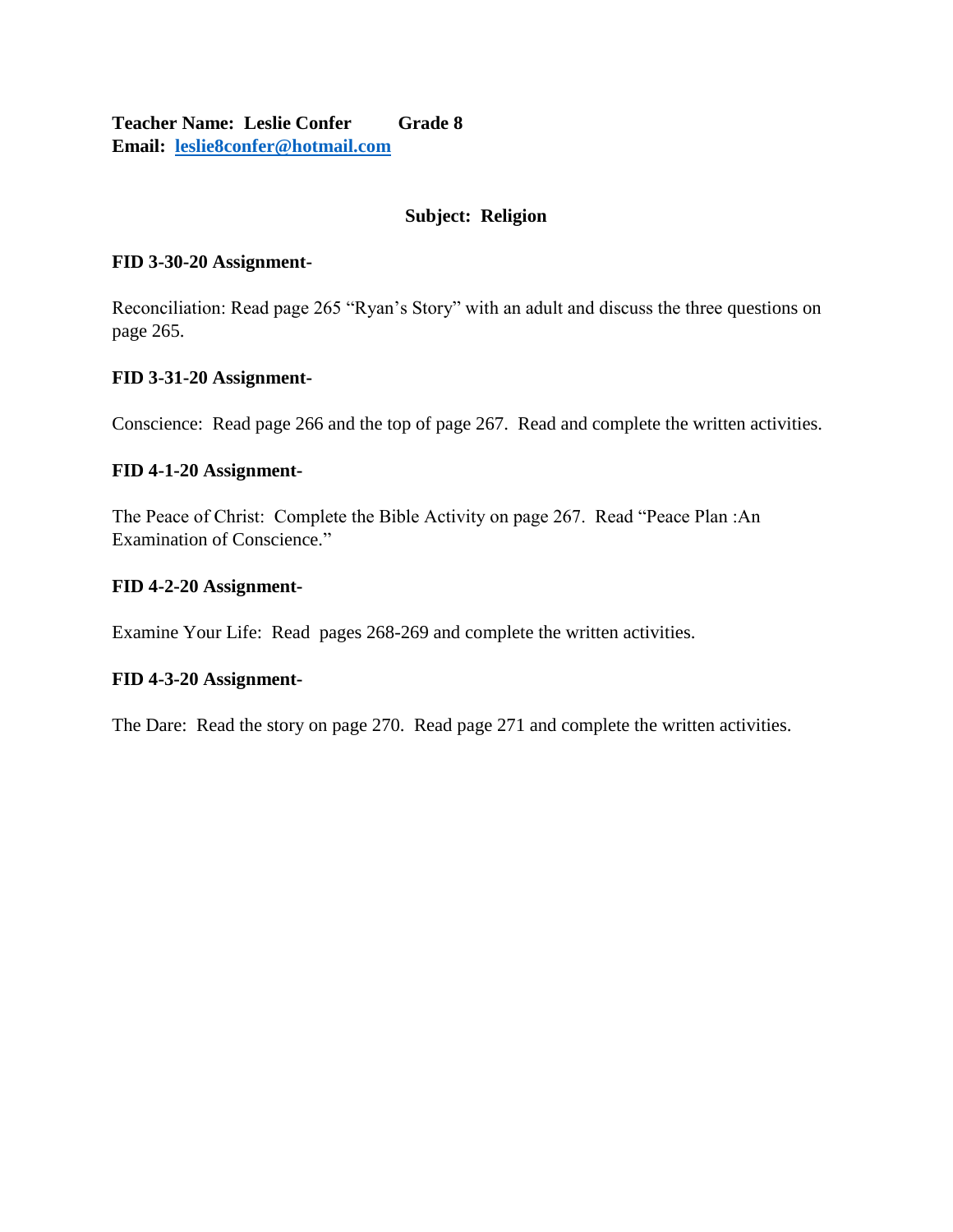**Teacher Name: Leslie Confer Grade 8**
**Email: [leslie8confer@hotmail.com](mailto:leslie8confer@hotmail.com)**

## Subject: Religion

**FID 3-30-20 Assignment-**

Reconciliation: Read page 265 "Ryan's Story" with an adult and discuss the three questions on page 265.

**FID 3-31-20 Assignment-**

Conscience: Read page 266 and the top of page 267. Read and complete the written activities.

**FID 4-1-20 Assignment-**

The Peace of Christ: Complete the Bible Activity on page 267. Read "Peace Plan :An Examination of Conscience."

**FID 4-2-20 Assignment-**

Examine Your Life: Read pages 268-269 and complete the written activities.

**FID 4-3-20 Assignment-**

The Dare: Read the story on page 270. Read page 271 and complete the written activities.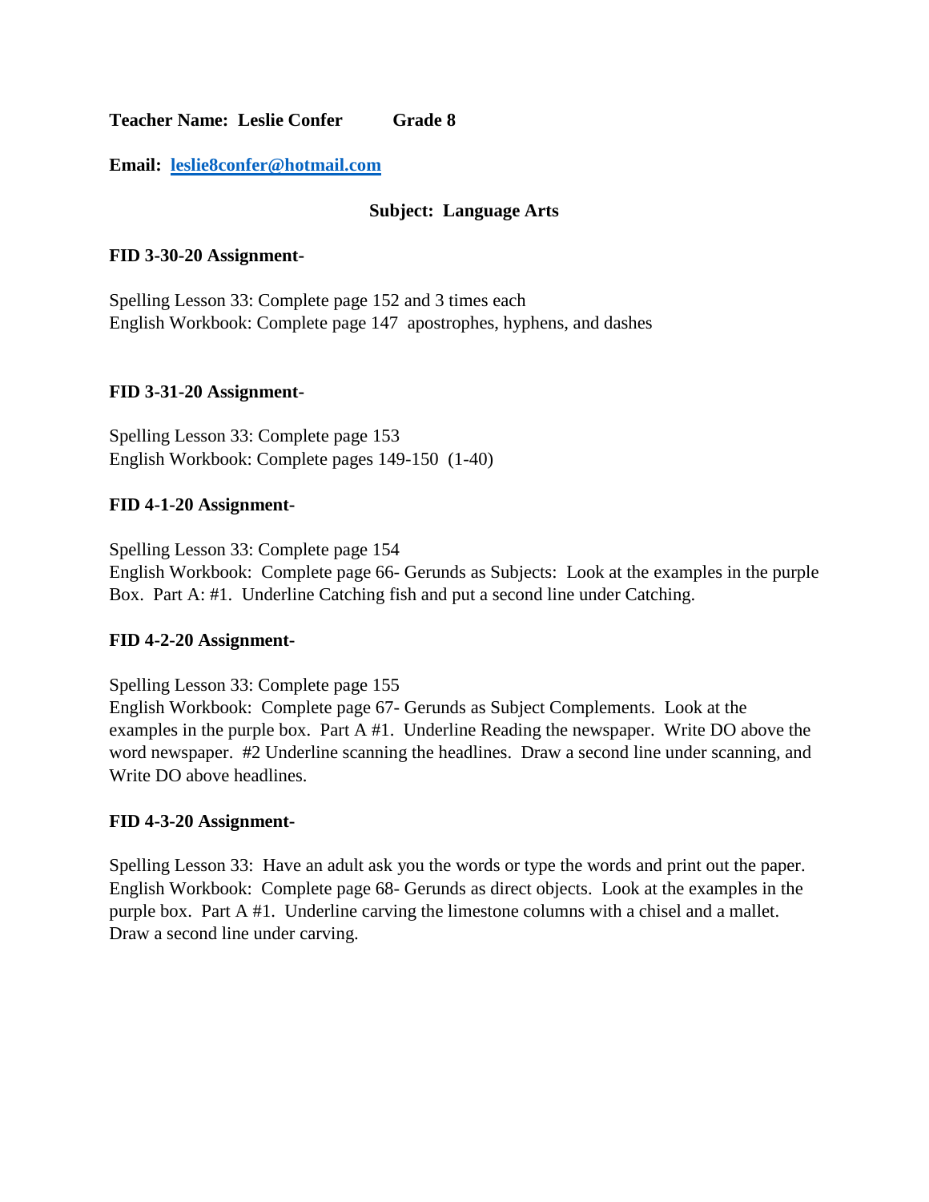**Teacher Name: Leslie Confer Grade 8**

**Email: [leslie8confer@hotmail.com](mailto:leslie8confer@hotmail.com)**

**Subject: Language Arts**

**FID 3-30-20 Assignment-**

Spelling Lesson 33: Complete page 152 and 3 times each
English Workbook: Complete page 147 apostrophes, hyphens, and dashes

**FID 3-31-20 Assignment-**

Spelling Lesson 33: Complete page 153
English Workbook: Complete pages 149-150 (1-40)

**FID 4-1-20 Assignment-**

Spelling Lesson 33: Complete page 154
English Workbook: Complete page 66- Gerunds as Subjects: Look at the examples in the purple Box. Part A: #1. Underline Catching fish and put a second line under Catching.

**FID 4-2-20 Assignment-**

Spelling Lesson 33: Complete page 155
English Workbook: Complete page 67- Gerunds as Subject Complements. Look at the examples in the purple box. Part A #1. Underline Reading the newspaper. Write DO above the word newspaper. #2 Underline scanning the headlines. Draw a second line under scanning, and Write DO above headlines.

**FID 4-3-20 Assignment-**

Spelling Lesson 33: Have an adult ask you the words or type the words and print out the paper.
English Workbook: Complete page 68- Gerunds as direct objects. Look at the examples in the purple box. Part A #1. Underline carving the limestone columns with a chisel and a mallet. Draw a second line under carving.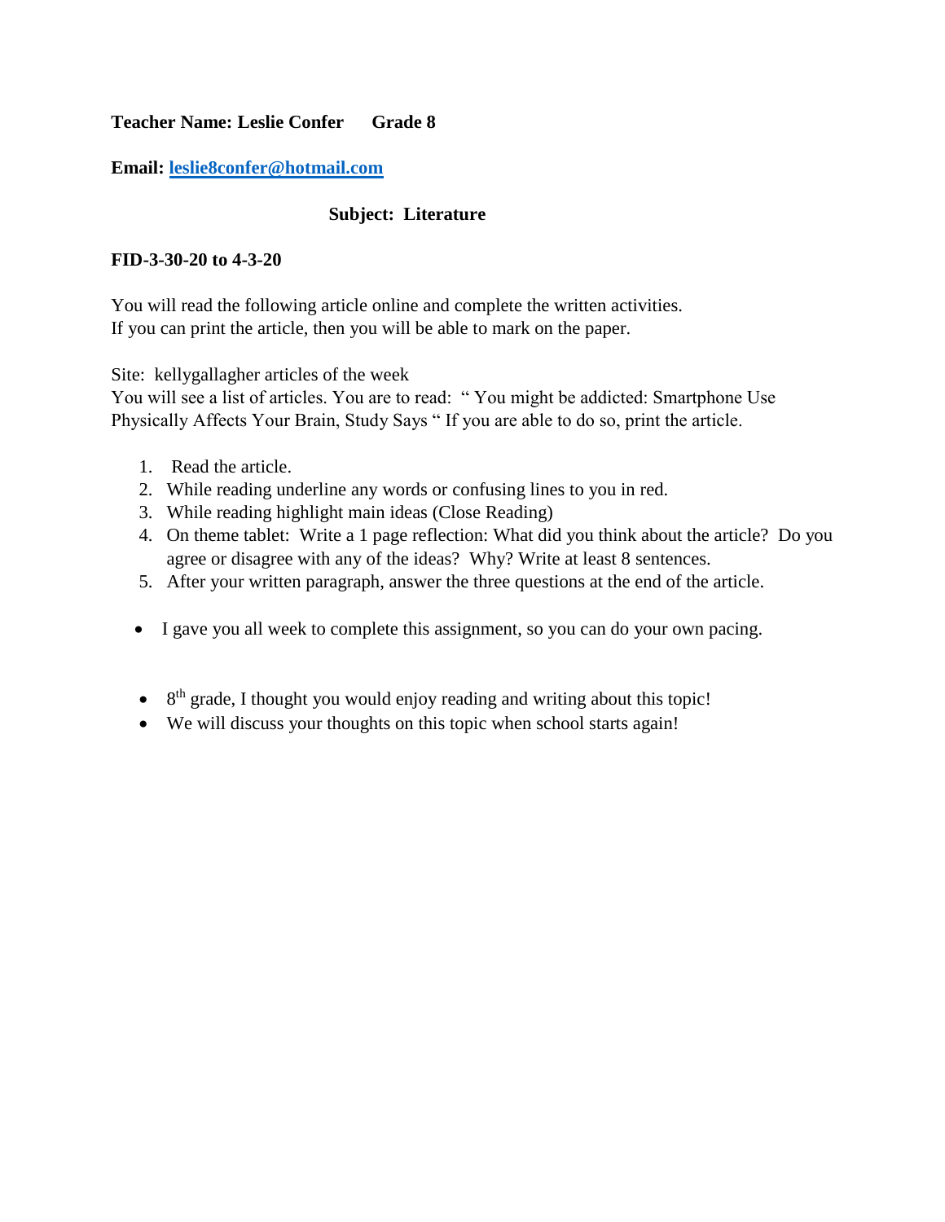**Teacher Name: Leslie Confer      Grade 8**

**Email: [leslie8confer@hotmail.com](mailto:leslie8confer@hotmail.com)**

**Subject: Literature**

**FID-3-30-20 to 4-3-20**

You will read the following article online and complete the written activities.
If you can print the article, then you will be able to mark on the paper.

Site: kellygallagher articles of the week
You will see a list of articles. You are to read: " You might be addicted: Smartphone Use Physically Affects Your Brain, Study Says " If you are able to do so, print the article.

1. Read the article.
2. While reading underline any words or confusing lines to you in red.
3. While reading highlight main ideas (Close Reading)
4. On theme tablet: Write a 1 page reflection: What did you think about the article? Do you agree or disagree with any of the ideas? Why? Write at least 8 sentences.
5. After your written paragraph, answer the three questions at the end of the article.

- I gave you all week to complete this assignment, so you can do your own pacing.

- 8th grade, I thought you would enjoy reading and writing about this topic!
- We will discuss your thoughts on this topic when school starts again!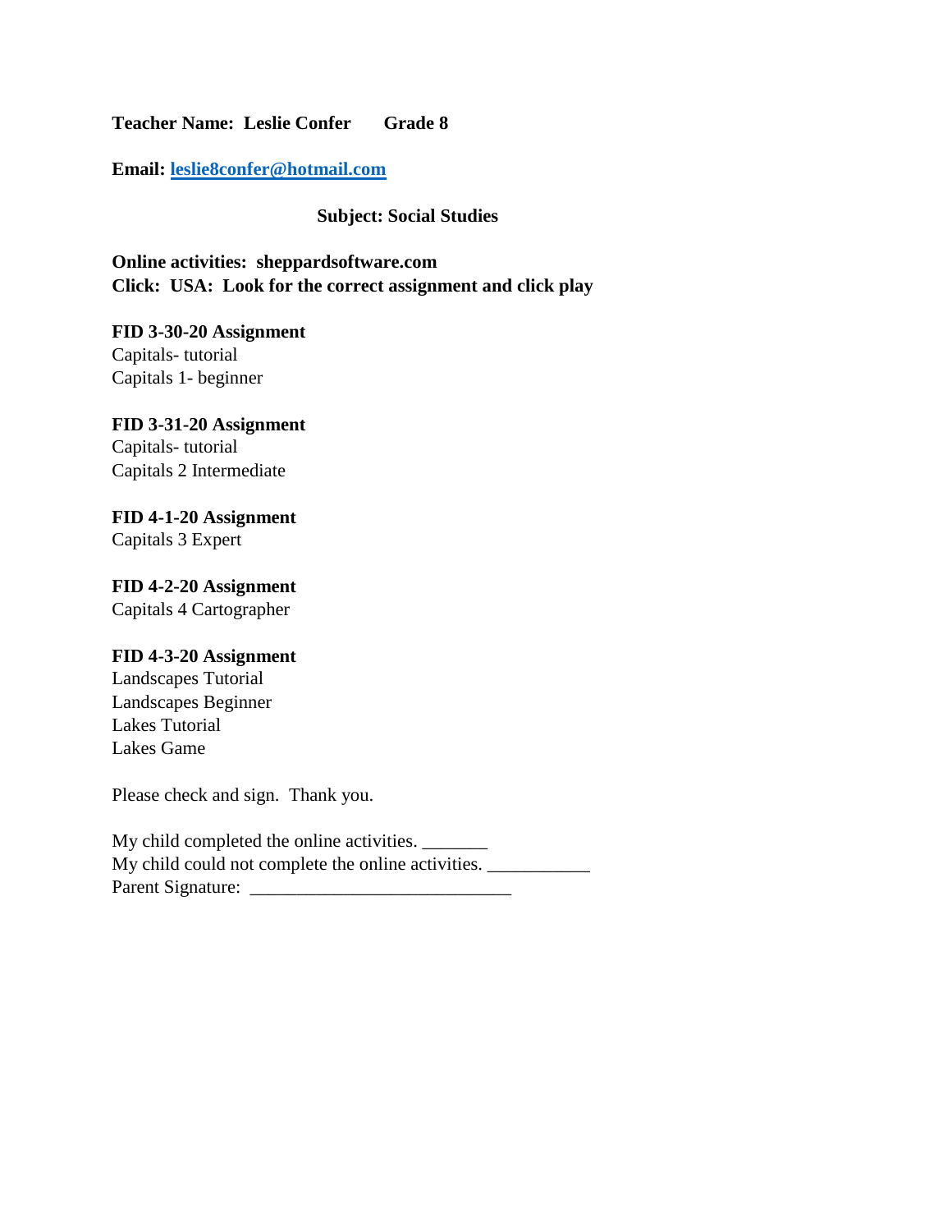**Teacher Name: Leslie Confer      Grade 8**

**Email: [leslie8confer@hotmail.com](mailto:leslie8confer@hotmail.com)**

**Subject: Social Studies**

**Online activities: sheppardsoftware.com**
**Click: USA: Look for the correct assignment and click play**

**FID 3-30-20 Assignment**
Capitals- tutorial
Capitals 1- beginner

**FID 3-31-20 Assignment**
Capitals- tutorial
Capitals 2 Intermediate

**FID 4-1-20 Assignment**
Capitals 3 Expert

**FID 4-2-20 Assignment**
Capitals 4 Cartographer

**FID 4-3-20 Assignment**
Landscapes Tutorial
Landscapes Beginner
Lakes Tutorial
Lakes Game

Please check and sign. Thank you.

My child completed the online activities. _______
My child could not complete the online activities. ___________
Parent Signature: ____________________________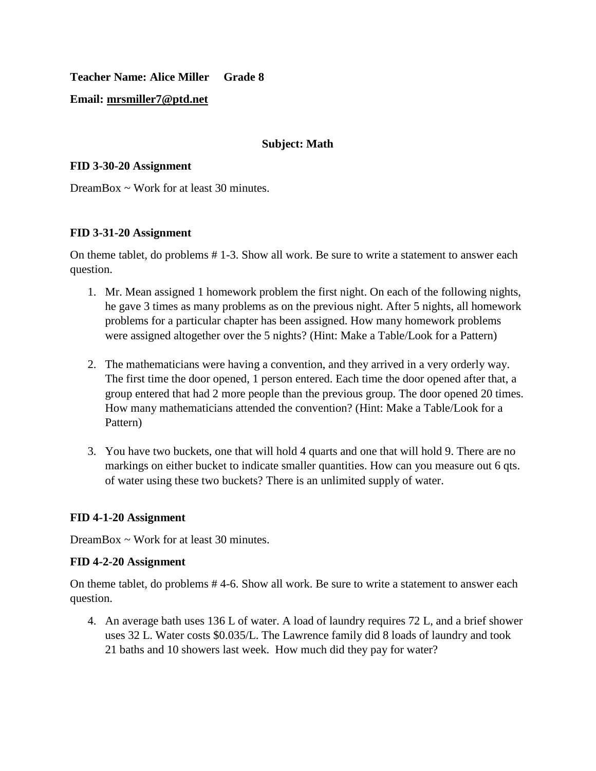**Teacher Name: Alice Miller     Grade 8**

**Email: mrsmiller7@ptd.net**

**Subject: Math**

**FID 3-30-20 Assignment**

DreamBox ~ Work for at least 30 minutes.

**FID 3-31-20 Assignment**

On theme tablet, do problems # 1-3. Show all work. Be sure to write a statement to answer each question.

1. Mr. Mean assigned 1 homework problem the first night. On each of the following nights, he gave 3 times as many problems as on the previous night. After 5 nights, all homework problems for a particular chapter has been assigned. How many homework problems were assigned altogether over the 5 nights? (Hint: Make a Table/Look for a Pattern)

2. The mathematicians were having a convention, and they arrived in a very orderly way. The first time the door opened, 1 person entered. Each time the door opened after that, a group entered that had 2 more people than the previous group. The door opened 20 times. How many mathematicians attended the convention? (Hint: Make a Table/Look for a Pattern)

3. You have two buckets, one that will hold 4 quarts and one that will hold 9. There are no markings on either bucket to indicate smaller quantities. How can you measure out 6 qts. of water using these two buckets? There is an unlimited supply of water.

**FID 4-1-20 Assignment**

DreamBox ~ Work for at least 30 minutes.

**FID 4-2-20 Assignment**

On theme tablet, do problems # 4-6. Show all work. Be sure to write a statement to answer each question.

4. An average bath uses 136 L of water. A load of laundry requires 72 L, and a brief shower uses 32 L. Water costs $0.035/L. The Lawrence family did 8 loads of laundry and took 21 baths and 10 showers last week. How much did they pay for water?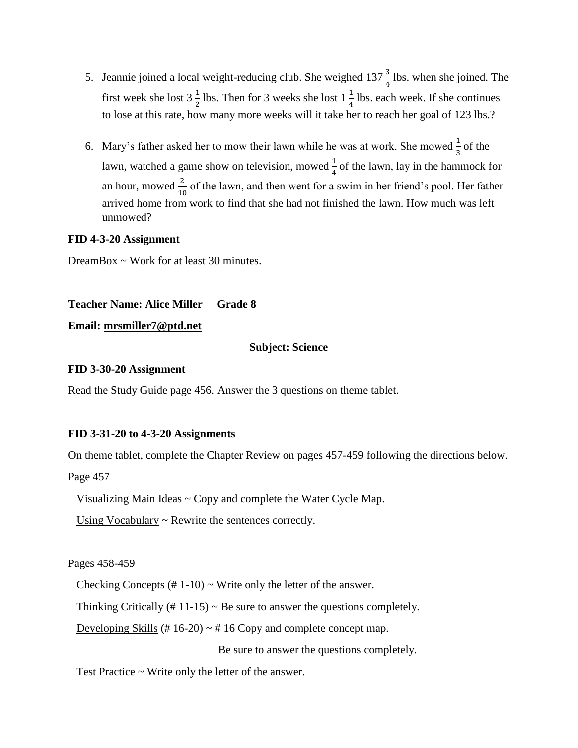5. Jeannie joined a local weight-reducing club. She weighed $137\frac{3}{4}$ lbs. when she joined. The first week she lost $3\frac{1}{2}$ lbs. Then for 3 weeks she lost $1\frac{1}{4}$ lbs. each week. If she continues to lose at this rate, how many more weeks will it take her to reach her goal of 123 lbs.?

6. Mary's father asked her to mow their lawn while he was at work. She mowed $\frac{1}{3}$ of the lawn, watched a game show on television, mowed $\frac{1}{4}$ of the lawn, lay in the hammock for an hour, mowed $\frac{2}{10}$ of the lawn, and then went for a swim in her friend's pool. Her father arrived home from work to find that she had not finished the lawn. How much was left unmowed?

**FID 4-3-20 Assignment**

DreamBox ~ Work for at least 30 minutes.

**Teacher Name: Alice Miller  Grade 8**

**Email: mrsmiller7@ptd.net**

**Subject: Science**

**FID 3-30-20 Assignment**

Read the Study Guide page 456. Answer the 3 questions on theme tablet.

**FID 3-31-20 to 4-3-20 Assignments**

On theme tablet, complete the Chapter Review on pages 457-459 following the directions below.

Page 457

Visualizing Main Ideas ~ Copy and complete the Water Cycle Map.

Using Vocabulary ~ Rewrite the sentences correctly.

Pages 458-459

Checking Concepts (# 1-10) ~ Write only the letter of the answer.

Thinking Critically (# 11-15) ~ Be sure to answer the questions completely.

Developing Skills (# 16-20) ~ # 16 Copy and complete concept map.

Be sure to answer the questions completely.

Test Practice ~ Write only the letter of the answer.